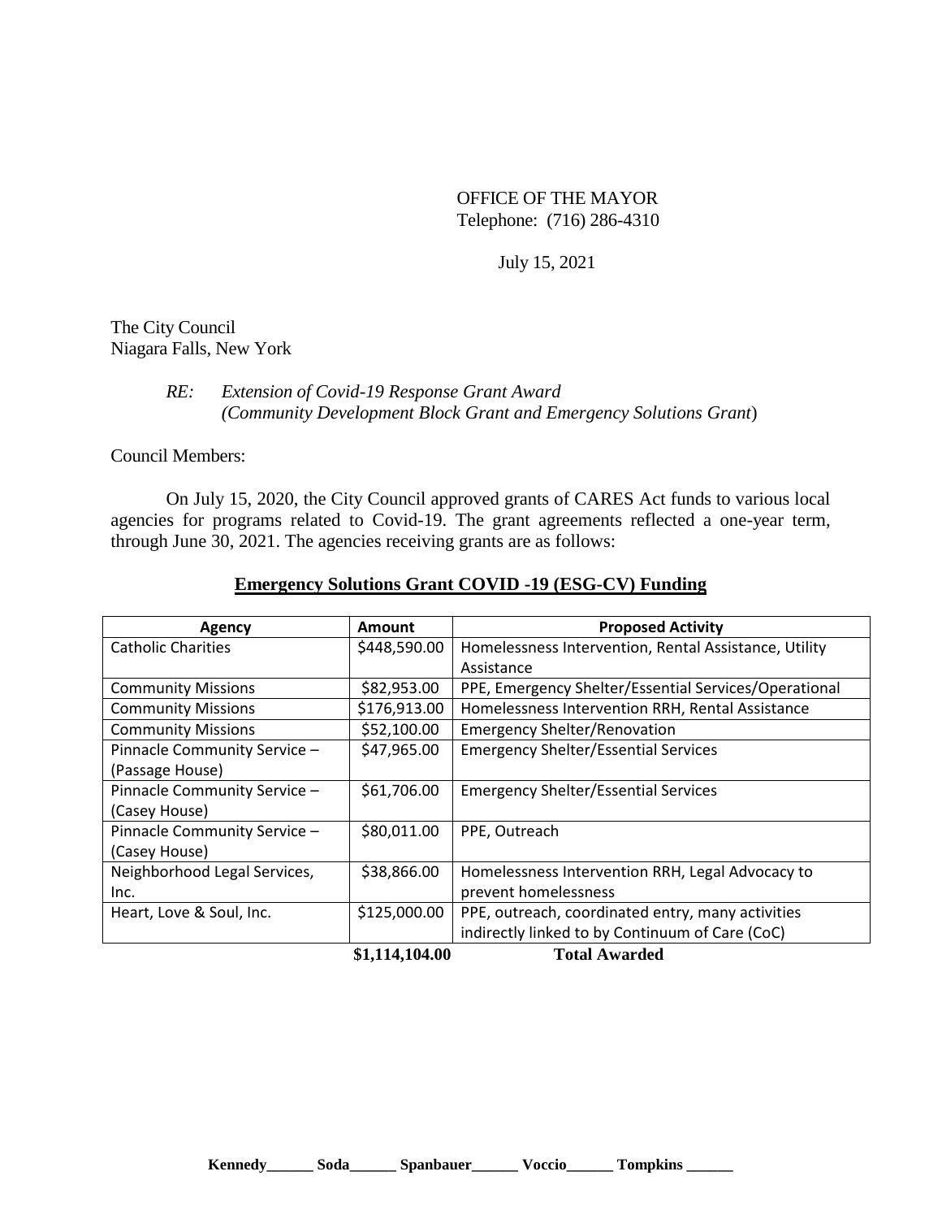OFFICE OF THE MAYOR
Telephone: (716) 286-4310

July 15, 2021

The City Council
Niagara Falls, New York

*RE: Extension of Covid-19 Response Grant Award*
*(Community Development Block Grant and Emergency Solutions Grant)*

Council Members:

On July 15, 2020, the City Council approved grants of CARES Act funds to various local agencies for programs related to Covid-19. The grant agreements reflected a one-year term, through June 30, 2021. The agencies receiving grants are as follows:

**Emergency Solutions Grant COVID -19 (ESG-CV) Funding**

| Agency | Amount | Proposed Activity |
|---|---|---|
| Catholic Charities | $448,590.00 | Homelessness Intervention, Rental Assistance, Utility Assistance |
| Community Missions | $82,953.00 | PPE, Emergency Shelter/Essential Services/Operational |
| Community Missions | $176,913.00 | Homelessness Intervention RRH, Rental Assistance |
| Community Missions | $52,100.00 | Emergency Shelter/Renovation |
| Pinnacle Community Service – (Passage House) | $47,965.00 | Emergency Shelter/Essential Services |
| Pinnacle Community Service – (Casey House) | $61,706.00 | Emergency Shelter/Essential Services |
| Pinnacle Community Service – (Casey House) | $80,011.00 | PPE, Outreach |
| Neighborhood Legal Services, Inc. | $38,866.00 | Homelessness Intervention RRH, Legal Advocacy to prevent homelessness |
| Heart, Love & Soul, Inc. | $125,000.00 | PPE, outreach, coordinated entry, many activities indirectly linked to by Continuum of Care (CoC) |
| | **$1,114,104.00** | **Total Awarded** |

**Kennedy______ Soda______ Spanbauer______ Voccio______ Tompkins ______**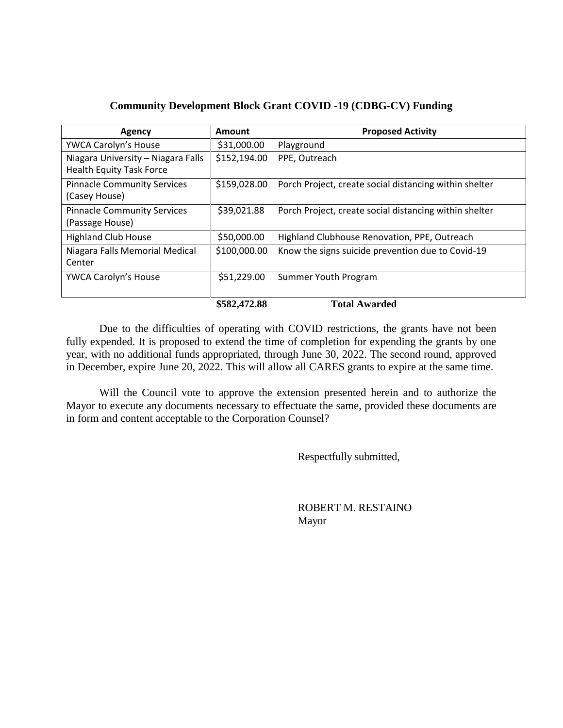**Community Development Block Grant COVID -19 (CDBG-CV) Funding**

| Agency | Amount | Proposed Activity |
|---|---|---|
| YWCA Carolyn's House | $31,000.00 | Playground |
| Niagara University – Niagara Falls Health Equity Task Force | $152,194.00 | PPE, Outreach |
| Pinnacle Community Services (Casey House) | $159,028.00 | Porch Project, create social distancing within shelter |
| Pinnacle Community Services (Passage House) | $39,021.88 | Porch Project, create social distancing within shelter |
| Highland Club House | $50,000.00 | Highland Clubhouse Renovation, PPE, Outreach |
| Niagara Falls Memorial Medical Center | $100,000.00 | Know the signs suicide prevention due to Covid-19 |
| YWCA Carolyn's House | $51,229.00 | Summer Youth Program |
| | **$582,472.88** | **Total Awarded** |

Due to the difficulties of operating with COVID restrictions, the grants have not been fully expended. It is proposed to extend the time of completion for expending the grants by one year, with no additional funds appropriated, through June 30, 2022. The second round, approved in December, expire June 20, 2022. This will allow all CARES grants to expire at the same time.

Will the Council vote to approve the extension presented herein and to authorize the Mayor to execute any documents necessary to effectuate the same, provided these documents are in form and content acceptable to the Corporation Counsel?

Respectfully submitted,

ROBERT M. RESTAINO
Mayor